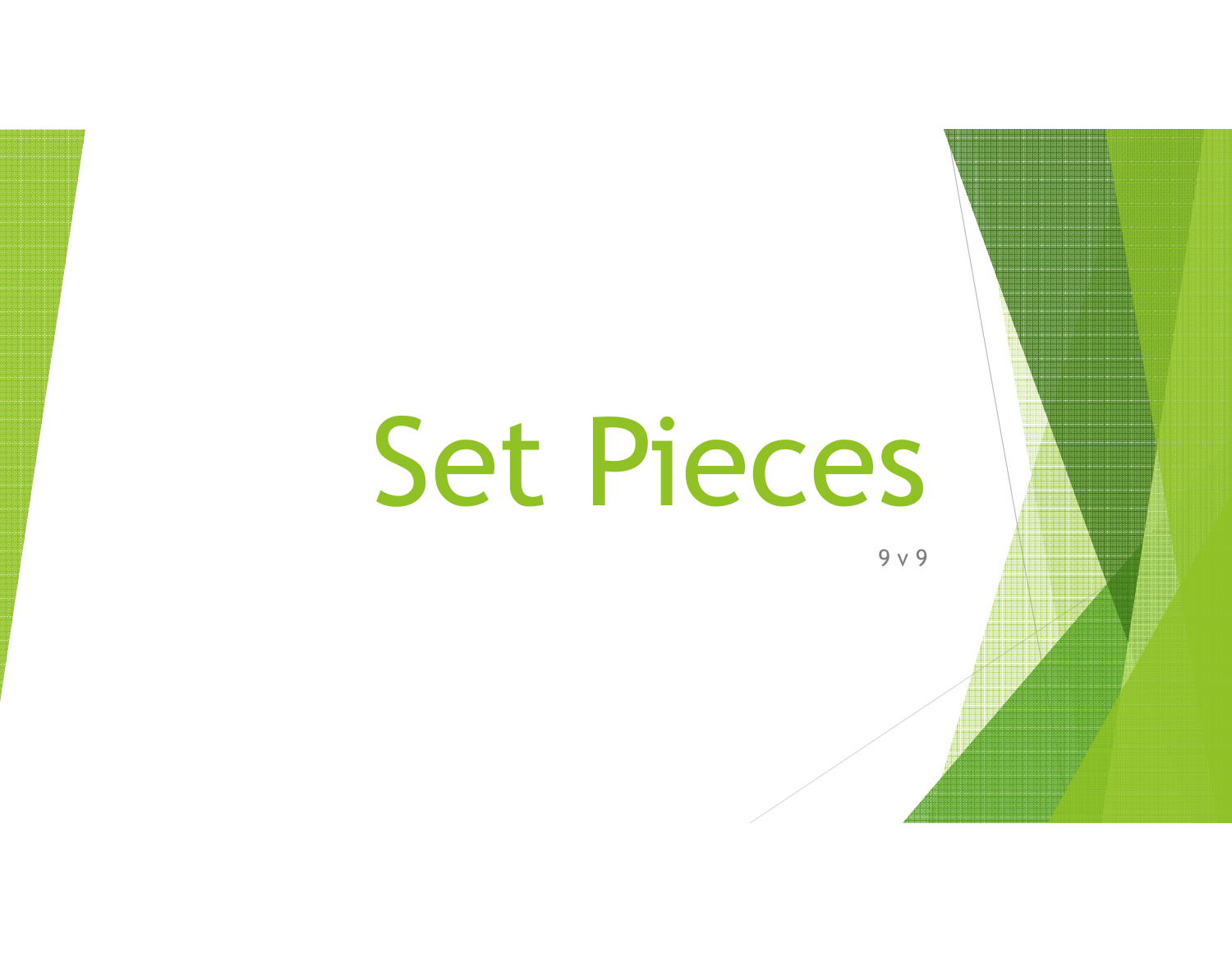# Set Pieces

9 v 9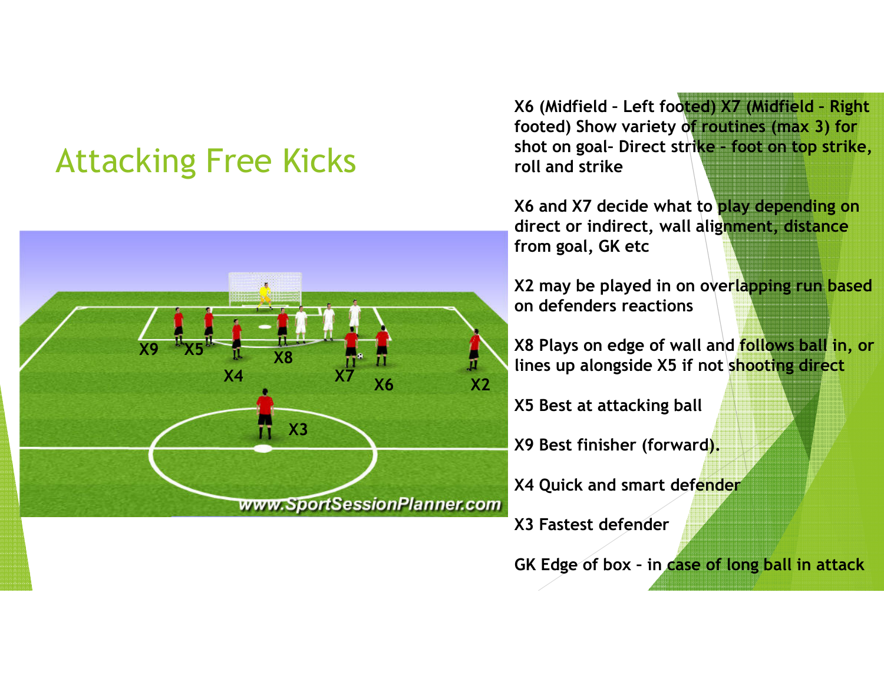# Attacking Free Kicks

X6 (Midfield – Left footed) X7 (Midfield – Right footed) Show variety of routines (max 3) for shot on goal- Direct strike - foot on top strike, roll and strike

X6 and X7 decide what to play depending on direct or indirect, wall alignment, distance from goal, GK etc

X2 may be played in on overlapping run based on defenders reactions

X8 Plays on edge of wall and follows ball in, or lines up alongside X5 if not shooting direct

X5 Best at attacking ball

X9 Best finisher (forward).

X4 Quick and smart defender

X3 Fastest defender

GK Edge of box – in case of long ball in attack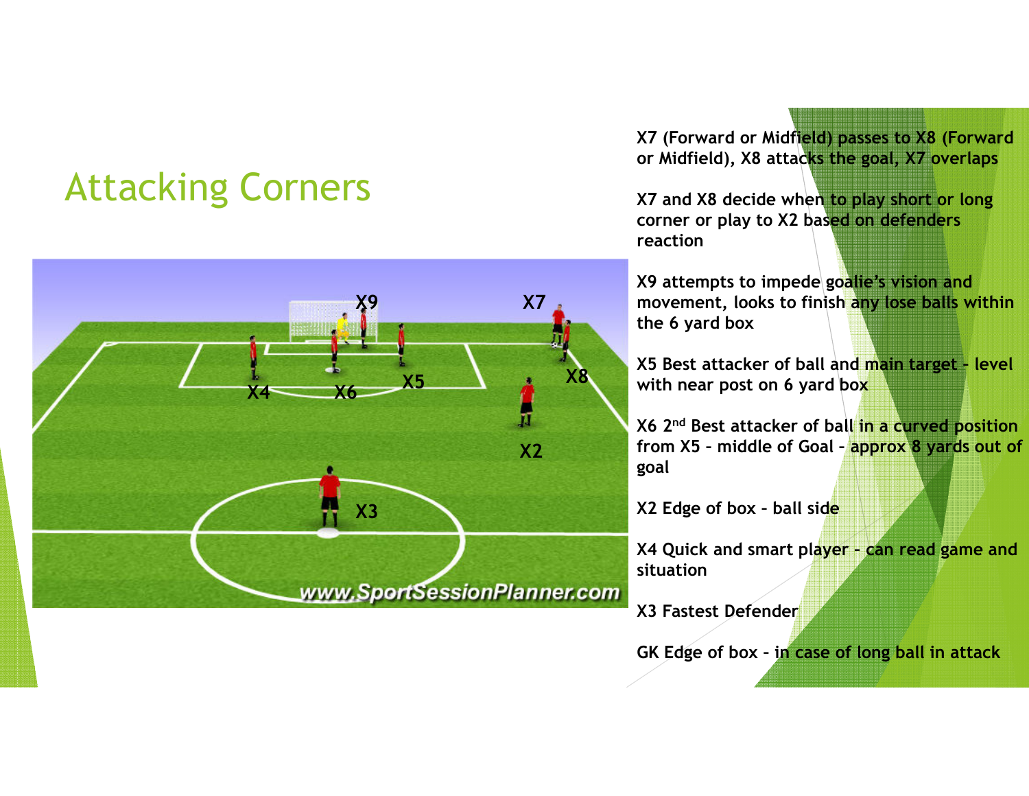# Attacking Corners

X7 (Forward or Midfield) passes to X8 (Forward or Midfield), X8 attacks the goal, X7 overlaps

X7 and X8 decide when to play short or long corner or play to X2 based on defenders reaction

X9 attempts to impede goalie's vision and movement, looks to finish any lose balls within the 6 yard box

X5 Best attacker of ball and main target - level with near post on 6 yard box

X6 2nd Best attacker of ball in a curved position from X5 - middle of Goal - approx 8 yards out of goal

X2 Edge of box - ball side

X4 Quick and smart player - can read game and situation

X3 Fastest Defender

GK Edge of box - in case of long ball in attack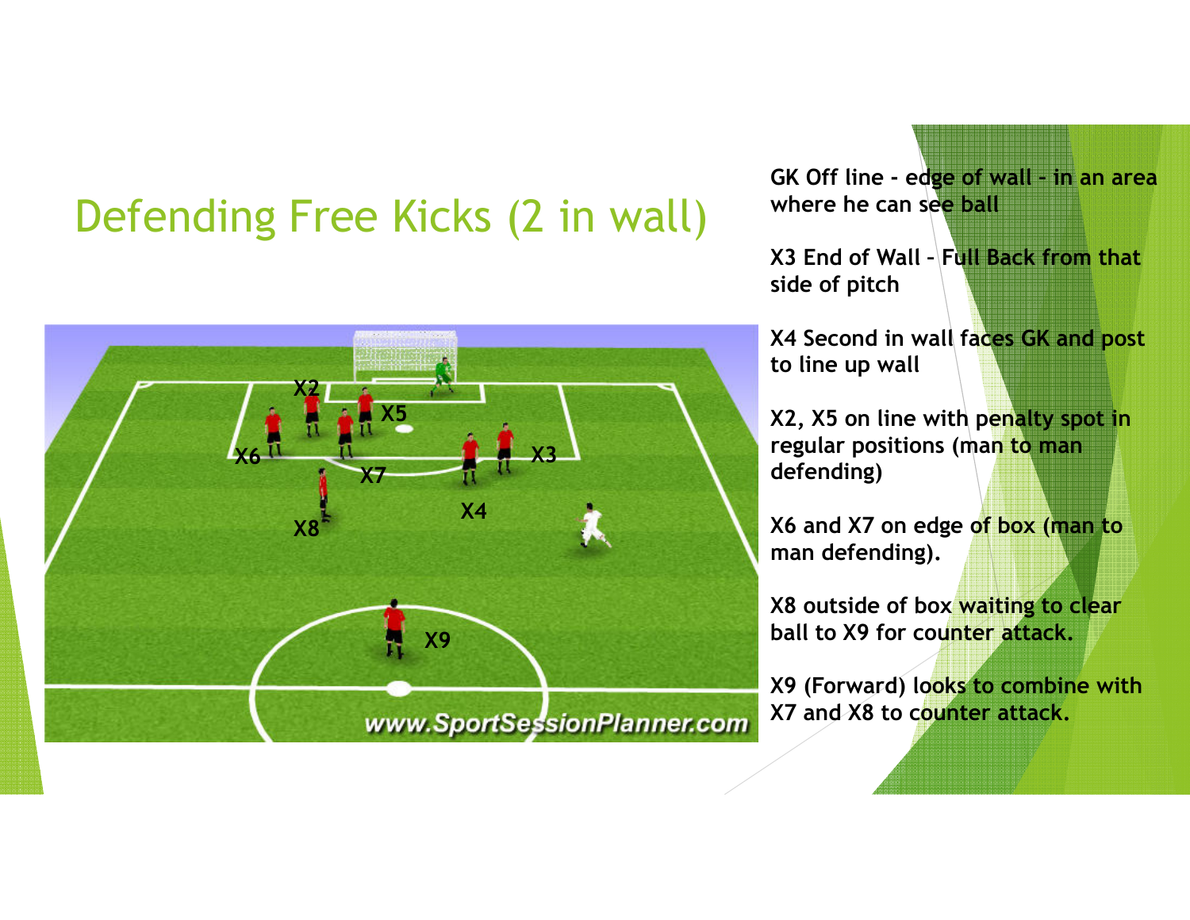# Defending Free Kicks (2 in wall)

GK Off line - edge of wall - in an area where he can see ball

X3 End of Wall – Full Back from that side of pitch

X4 Second in wall faces GK and post to line up wall

X2, X5 on line with penalty spot in regular positions (man to man defending)

X6 and X7 on edge of box (man to man defending).

X8 outside of box waiting to clear ball to X9 for counter attack.

X9 (Forward) looks to combine with X7 and X8 to counter attack.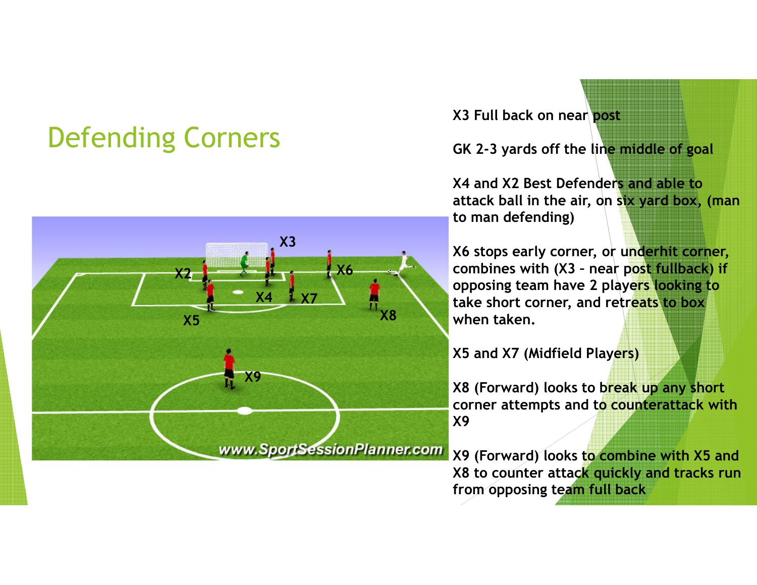# Defending Corners

X3 Full back on near post

GK 2-3 yards off the line middle of goal

X4 and X2 Best Defenders and able to attack ball in the air, on six yard box, (man to man defending)

X6 stops early corner, or underhit corner, combines with (X3 – near post fullback) if opposing team have 2 players looking to take short corner, and retreats to box when taken.

X5 and X7 (Midfield Players)

X8 (Forward) looks to break up any short corner attempts and to counterattack with X9

X9 (Forward) looks to combine with X5 and X8 to counter attack quickly and tracks run from opposing team full back